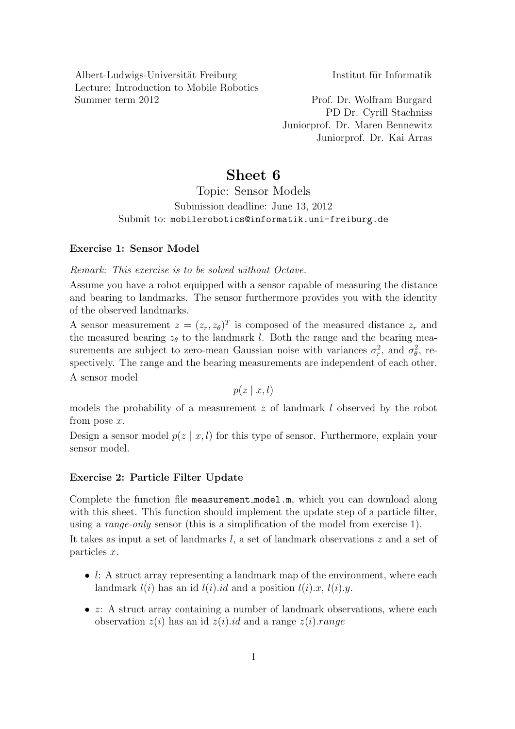Albert-Ludwigs-Universität Freiburg
Lecture: Introduction to Mobile Robotics
Summer term 2012

Institut für Informatik

Prof. Dr. Wolfram Burgard
PD Dr. Cyrill Stachniss
Juniorprof. Dr. Maren Bennewitz
Juniorprof. Dr. Kai Arras

# Sheet 6

## Topic: Sensor Models

Submission deadline: June 13, 2012
Submit to: `mobilerobotics@informatik.uni-freiburg.de`

### Exercise 1: Sensor Model

*Remark: This exercise is to be solved without Octave.*

Assume you have a robot equipped with a sensor capable of measuring the distance and bearing to landmarks. The sensor furthermore provides you with the identity of the observed landmarks.

A sensor measurement $z = (z_r, z_\theta)^T$ is composed of the measured distance $z_r$ and the measured bearing $z_\theta$ to the landmark $l$. Both the range and the bearing measurements are subject to zero-mean Gaussian noise with variances $\sigma_r^2$, and $\sigma_\theta^2$, respectively. The range and the bearing measurements are independent of each other.

A sensor model

$$p(z \mid x, l)$$

models the probability of a measurement $z$ of landmark $l$ observed by the robot from pose $x$.

Design a sensor model $p(z \mid x, l)$ for this type of sensor. Furthermore, explain your sensor model.

### Exercise 2: Particle Filter Update

Complete the function file `measurement_model.m`, which you can download along with this sheet. This function should implement the update step of a particle filter, using a *range-only* sensor (this is a simplification of the model from exercise 1).

It takes as input a set of landmarks $l$, a set of landmark observations $z$ and a set of particles $x$.

- $l$: A struct array representing a landmark map of the environment, where each landmark $l(i)$ has an id $l(i).id$ and a position $l(i).x$, $l(i).y$.
- $z$: A struct array containing a number of landmark observations, where each observation $z(i)$ has an id $z(i).id$ and a range $z(i).range$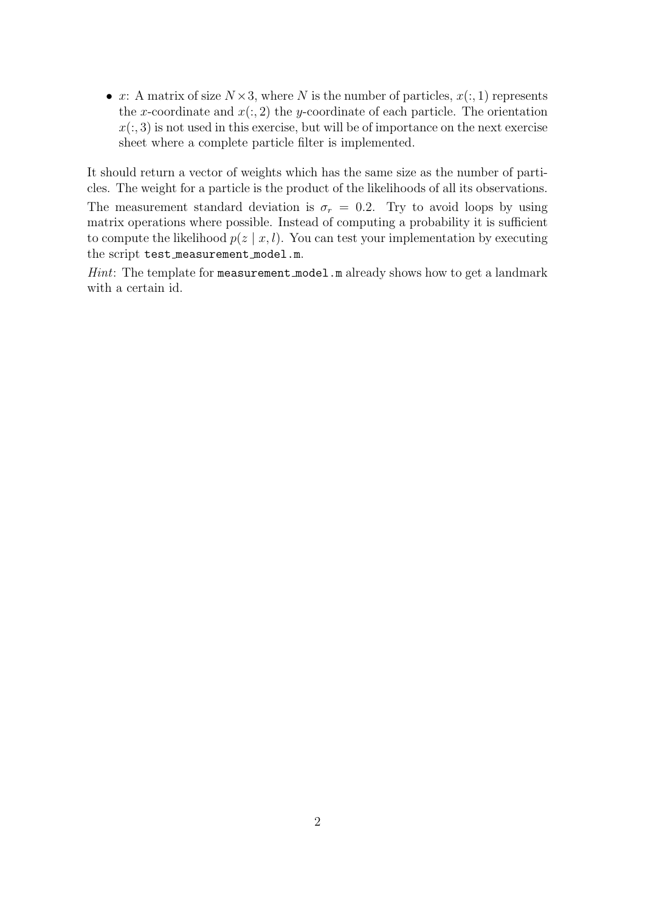- $x$: A matrix of size $N \times 3$, where $N$ is the number of particles, $x(:,1)$ represents the $x$-coordinate and $x(:,2)$ the $y$-coordinate of each particle. The orientation $x(:,3)$ is not used in this exercise, but will be of importance on the next exercise sheet where a complete particle filter is implemented.

It should return a vector of weights which has the same size as the number of particles. The weight for a particle is the product of the likelihoods of all its observations. The measurement standard deviation is $\sigma_r = 0.2$. Try to avoid loops by using matrix operations where possible. Instead of computing a probability it is sufficient to compute the likelihood $p(z \mid x, l)$. You can test your implementation by executing the script `test_measurement_model.m`.

*Hint*: The template for `measurement_model.m` already shows how to get a landmark with a certain id.